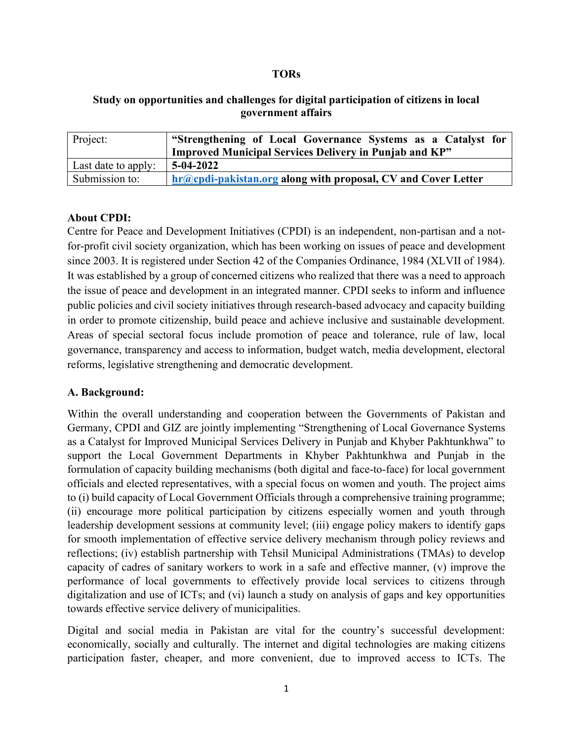**TORs**

**Study on opportunities and challenges for digital participation of citizens in local government affairs**

| Project: | **"Strengthening of Local Governance Systems as a Catalyst for Improved Municipal Services Delivery in Punjab and KP"** |
| --- | --- |
| Last date to apply: | **5-04-2022** |
| Submission to: | **hr@cpdi-pakistan.org along with proposal, CV and Cover Letter** |

**About CPDI:**

Centre for Peace and Development Initiatives (CPDI) is an independent, non-partisan and a not-for-profit civil society organization, which has been working on issues of peace and development since 2003. It is registered under Section 42 of the Companies Ordinance, 1984 (XLVII of 1984). It was established by a group of concerned citizens who realized that there was a need to approach the issue of peace and development in an integrated manner. CPDI seeks to inform and influence public policies and civil society initiatives through research-based advocacy and capacity building in order to promote citizenship, build peace and achieve inclusive and sustainable development. Areas of special sectoral focus include promotion of peace and tolerance, rule of law, local governance, transparency and access to information, budget watch, media development, electoral reforms, legislative strengthening and democratic development.

**A. Background:**

Within the overall understanding and cooperation between the Governments of Pakistan and Germany, CPDI and GIZ are jointly implementing "Strengthening of Local Governance Systems as a Catalyst for Improved Municipal Services Delivery in Punjab and Khyber Pakhtunkhwa" to support the Local Government Departments in Khyber Pakhtunkhwa and Punjab in the formulation of capacity building mechanisms (both digital and face-to-face) for local government officials and elected representatives, with a special focus on women and youth. The project aims to (i) build capacity of Local Government Officials through a comprehensive training programme; (ii) encourage more political participation by citizens especially women and youth through leadership development sessions at community level; (iii) engage policy makers to identify gaps for smooth implementation of effective service delivery mechanism through policy reviews and reflections; (iv) establish partnership with Tehsil Municipal Administrations (TMAs) to develop capacity of cadres of sanitary workers to work in a safe and effective manner, (v) improve the performance of local governments to effectively provide local services to citizens through digitalization and use of ICTs; and (vi) launch a study on analysis of gaps and key opportunities towards effective service delivery of municipalities.

Digital and social media in Pakistan are vital for the country's successful development: economically, socially and culturally. The internet and digital technologies are making citizens participation faster, cheaper, and more convenient, due to improved access to ICTs. The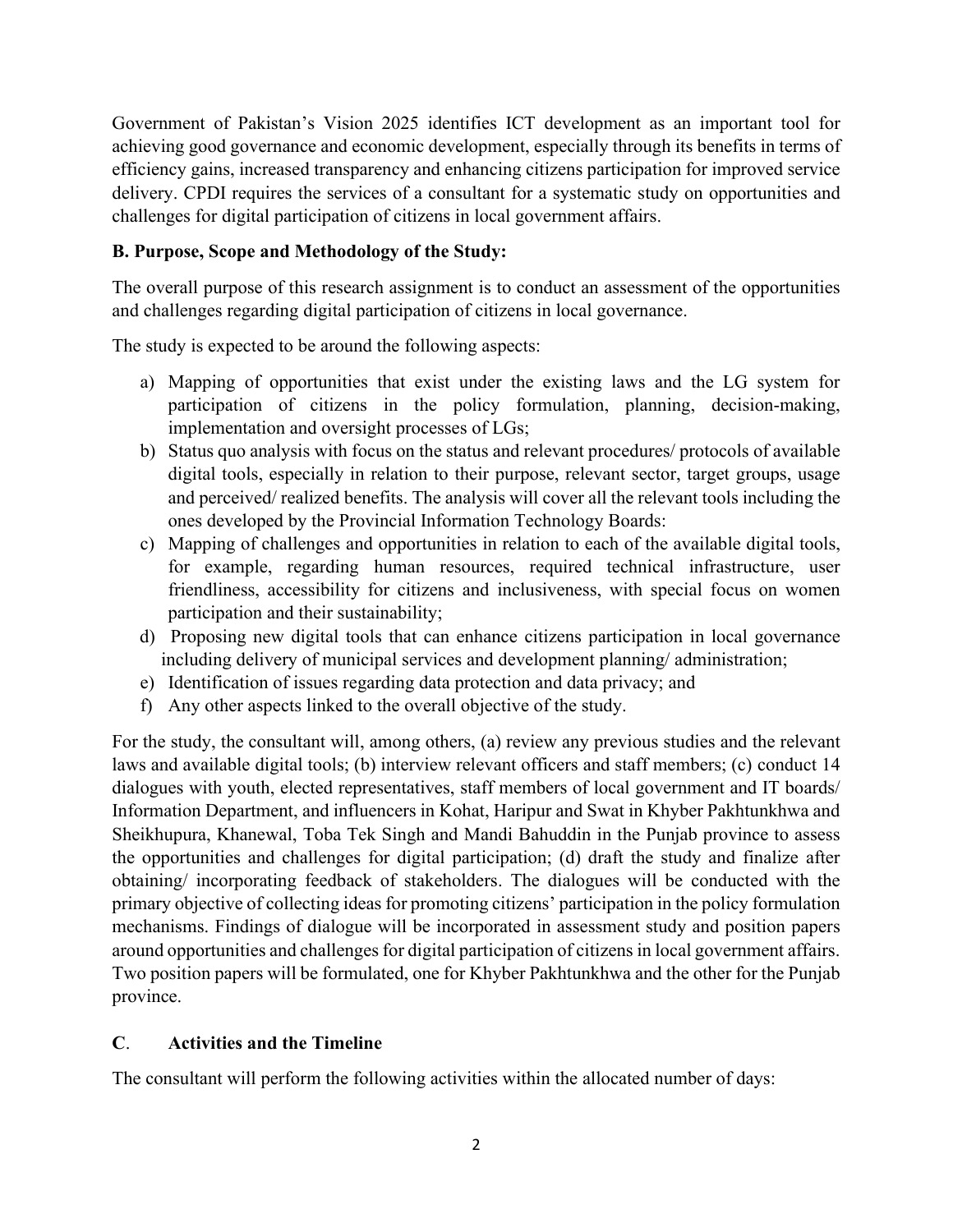Government of Pakistan's Vision 2025 identifies ICT development as an important tool for achieving good governance and economic development, especially through its benefits in terms of efficiency gains, increased transparency and enhancing citizens participation for improved service delivery. CPDI requires the services of a consultant for a systematic study on opportunities and challenges for digital participation of citizens in local government affairs.

**B. Purpose, Scope and Methodology of the Study:**

The overall purpose of this research assignment is to conduct an assessment of the opportunities and challenges regarding digital participation of citizens in local governance.

The study is expected to be around the following aspects:

a) Mapping of opportunities that exist under the existing laws and the LG system for participation of citizens in the policy formulation, planning, decision-making, implementation and oversight processes of LGs;
b) Status quo analysis with focus on the status and relevant procedures/ protocols of available digital tools, especially in relation to their purpose, relevant sector, target groups, usage and perceived/ realized benefits. The analysis will cover all the relevant tools including the ones developed by the Provincial Information Technology Boards:
c) Mapping of challenges and opportunities in relation to each of the available digital tools, for example, regarding human resources, required technical infrastructure, user friendliness, accessibility for citizens and inclusiveness, with special focus on women participation and their sustainability;
d) Proposing new digital tools that can enhance citizens participation in local governance including delivery of municipal services and development planning/ administration;
e) Identification of issues regarding data protection and data privacy; and
f) Any other aspects linked to the overall objective of the study.

For the study, the consultant will, among others, (a) review any previous studies and the relevant laws and available digital tools; (b) interview relevant officers and staff members; (c) conduct 14 dialogues with youth, elected representatives, staff members of local government and IT boards/ Information Department, and influencers in Kohat, Haripur and Swat in Khyber Pakhtunkhwa and Sheikhupura, Khanewal, Toba Tek Singh and Mandi Bahuddin in the Punjab province to assess the opportunities and challenges for digital participation; (d) draft the study and finalize after obtaining/ incorporating feedback of stakeholders. The dialogues will be conducted with the primary objective of collecting ideas for promoting citizens' participation in the policy formulation mechanisms. Findings of dialogue will be incorporated in assessment study and position papers around opportunities and challenges for digital participation of citizens in local government affairs. Two position papers will be formulated, one for Khyber Pakhtunkhwa and the other for the Punjab province.

**C. Activities and the Timeline**

The consultant will perform the following activities within the allocated number of days: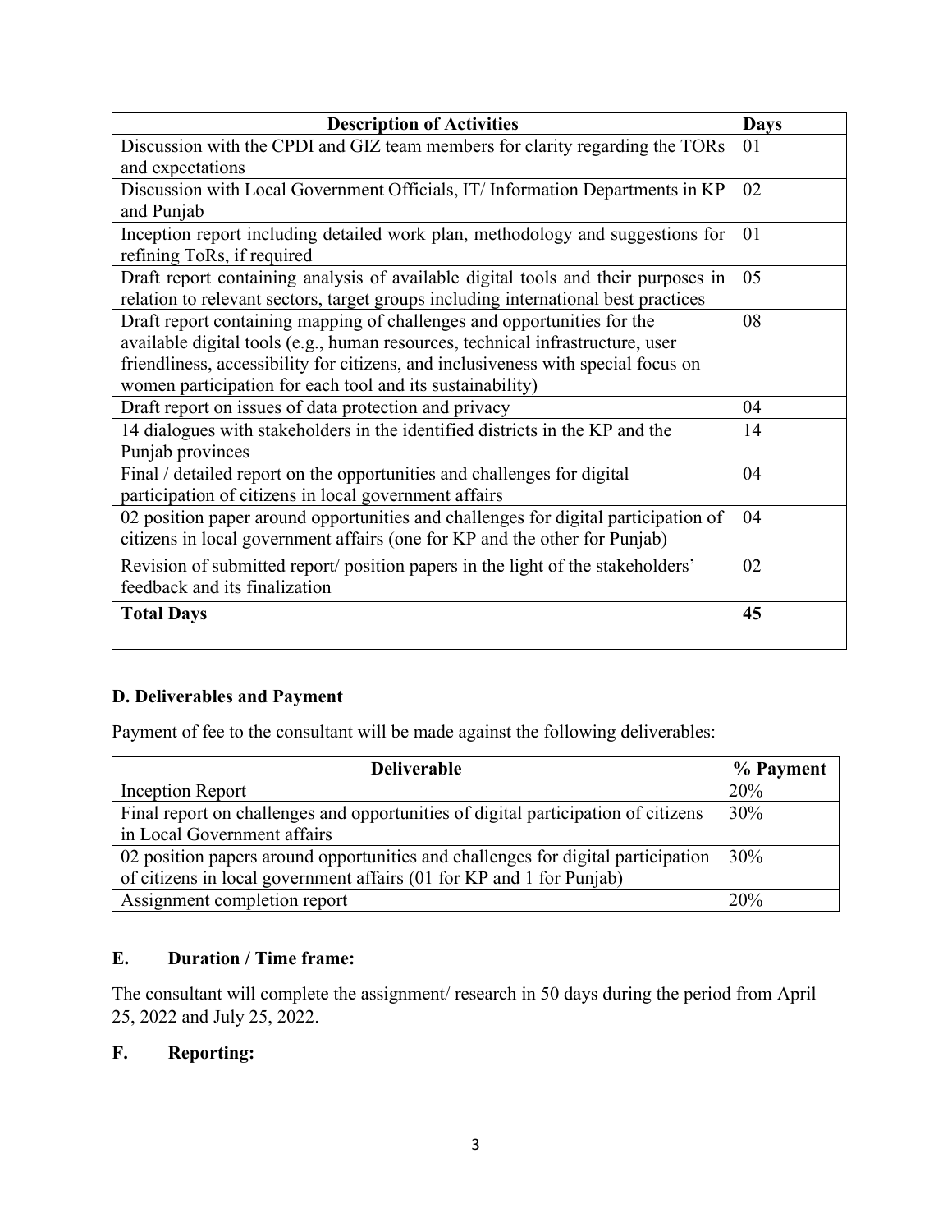| **Description of Activities** | **Days** |
|---|---|
| Discussion with the CPDI and GIZ team members for clarity regarding the TORs and expectations | 01 |
| Discussion with Local Government Officials, IT/ Information Departments in KP and Punjab | 02 |
| Inception report including detailed work plan, methodology and suggestions for refining ToRs, if required | 01 |
| Draft report containing analysis of available digital tools and their purposes in relation to relevant sectors, target groups including international best practices | 05 |
| Draft report containing mapping of challenges and opportunities for the available digital tools (e.g., human resources, technical infrastructure, user friendliness, accessibility for citizens, and inclusiveness with special focus on women participation for each tool and its sustainability) | 08 |
| Draft report on issues of data protection and privacy | 04 |
| 14 dialogues with stakeholders in the identified districts in the KP and the Punjab provinces | 14 |
| Final / detailed report on the opportunities and challenges for digital participation of citizens in local government affairs | 04 |
| 02 position paper around opportunities and challenges for digital participation of citizens in local government affairs (one for KP and the other for Punjab) | 04 |
| Revision of submitted report/ position papers in the light of the stakeholders' feedback and its finalization | 02 |
| **Total Days** | **45** |

## D. Deliverables and Payment

Payment of fee to the consultant will be made against the following deliverables:

| **Deliverable** | **% Payment** |
|---|---|
| Inception Report | 20% |
| Final report on challenges and opportunities of digital participation of citizens in Local Government affairs | 30% |
| 02 position papers around opportunities and challenges for digital participation of citizens in local government affairs (01 for KP and 1 for Punjab) | 30% |
| Assignment completion report | 20% |

## E. Duration / Time frame:

The consultant will complete the assignment/ research in 50 days during the period from April 25, 2022 and July 25, 2022.

## F. Reporting: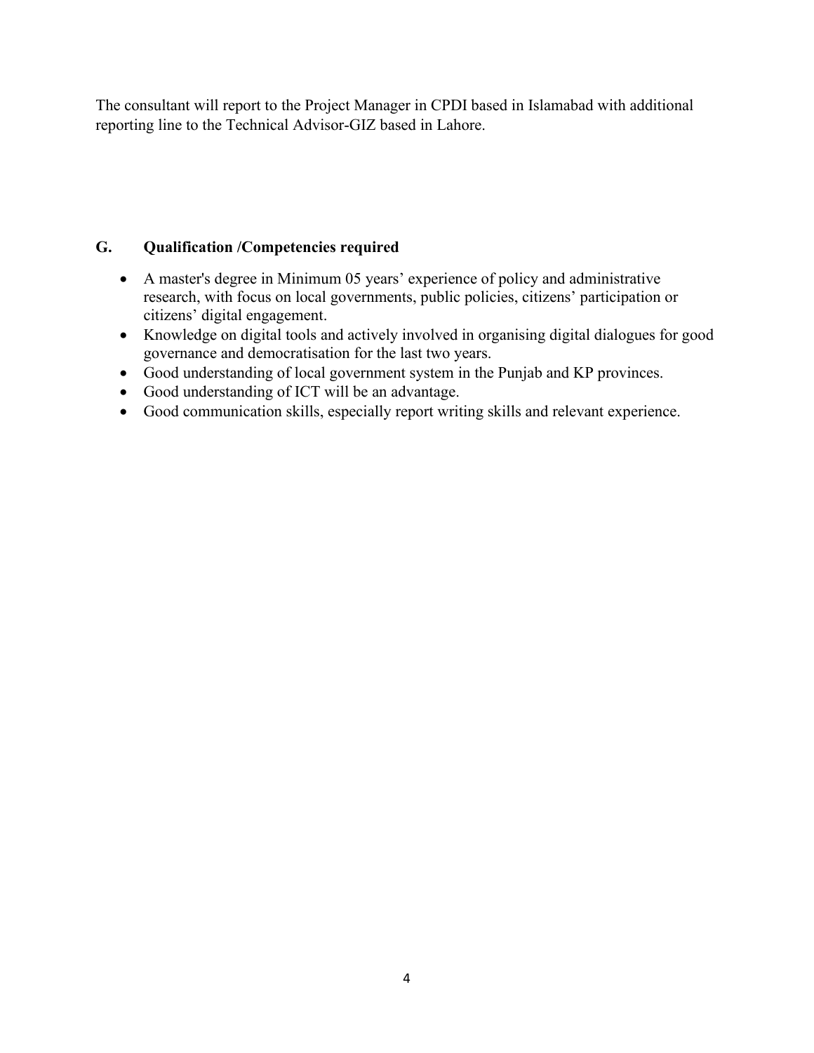The consultant will report to the Project Manager in CPDI based in Islamabad with additional reporting line to the Technical Advisor-GIZ based in Lahore.

## G. Qualification /Competencies required

- A master's degree in Minimum 05 years' experience of policy and administrative research, with focus on local governments, public policies, citizens' participation or citizens' digital engagement.
- Knowledge on digital tools and actively involved in organising digital dialogues for good governance and democratisation for the last two years.
- Good understanding of local government system in the Punjab and KP provinces.
- Good understanding of ICT will be an advantage.
- Good communication skills, especially report writing skills and relevant experience.